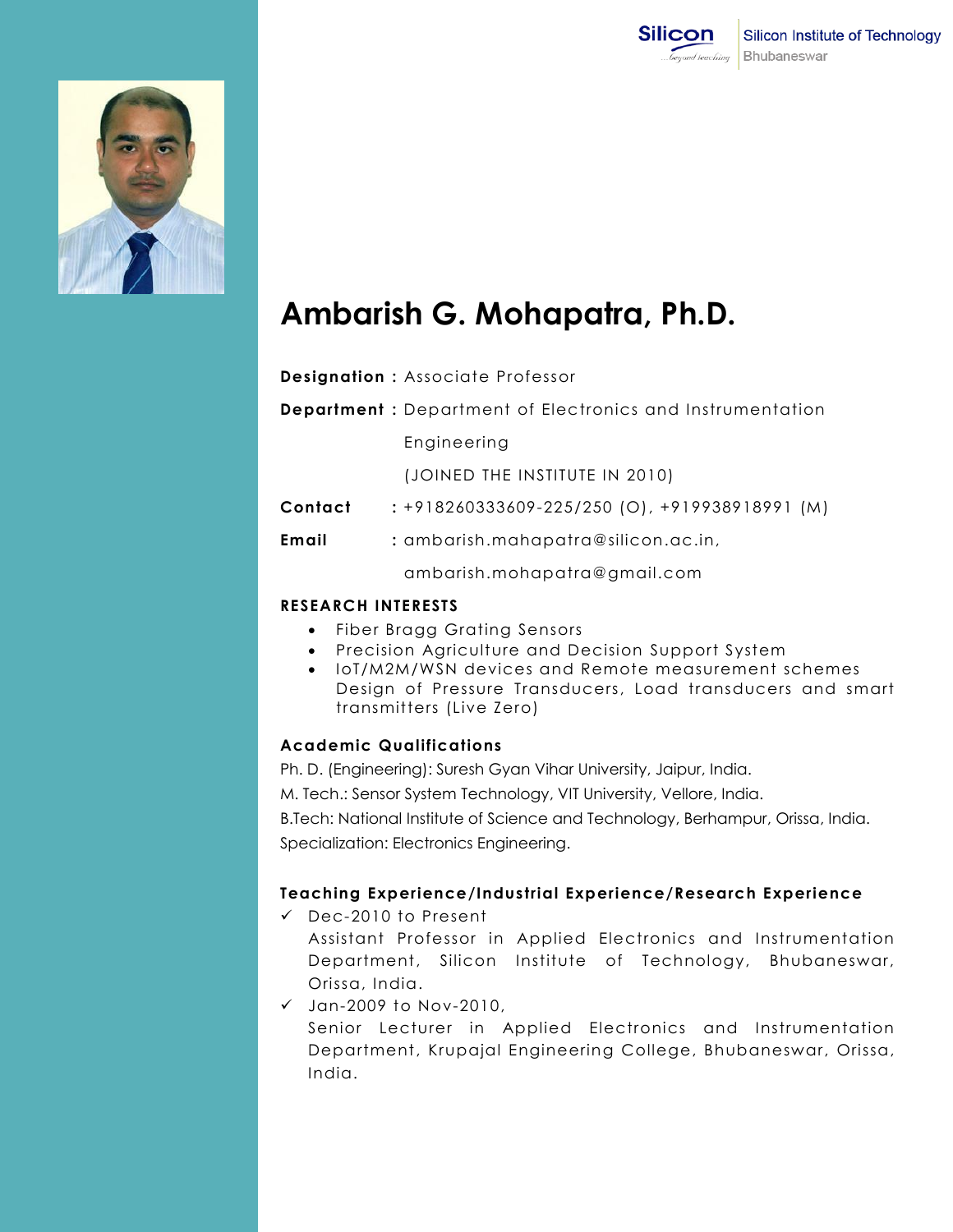# Ambarish G. Mohapatra, Ph.D.

**Designation :** Associate Professor

**Department :** Department of Electronics and Instrumentation Engineering

(JOINED THE INSTITUTE IN 2010)

**Contact :** +918260333609-225/250 (O), +919938918991 (M)

**Email :** ambarish.mahapatra@silicon.ac.in, ambarish.mohapatra@gmail.com

## RESEARCH INTERESTS

- Fiber Bragg Grating Sensors
- Precision Agriculture and Decision Support System
- IoT/M2M/WSN devices and Remote measurement schemes
  Design of Pressure Transducers, Load transducers and smart transmitters (Live Zero)

## Academic Qualifications

Ph. D. (Engineering): Suresh Gyan Vihar University, Jaipur, India.

M. Tech.: Sensor System Technology, VIT University, Vellore, India.

B.Tech: National Institute of Science and Technology, Berhampur, Orissa, India.

Specialization: Electronics Engineering.

## Teaching Experience/Industrial Experience/Research Experience

- ✓ Dec-2010 to Present
  Assistant Professor in Applied Electronics and Instrumentation Department, Silicon Institute of Technology, Bhubaneswar, Orissa, India.
- ✓ Jan-2009 to Nov-2010,
  Senior Lecturer in Applied Electronics and Instrumentation Department, Krupajal Engineering College, Bhubaneswar, Orissa, India.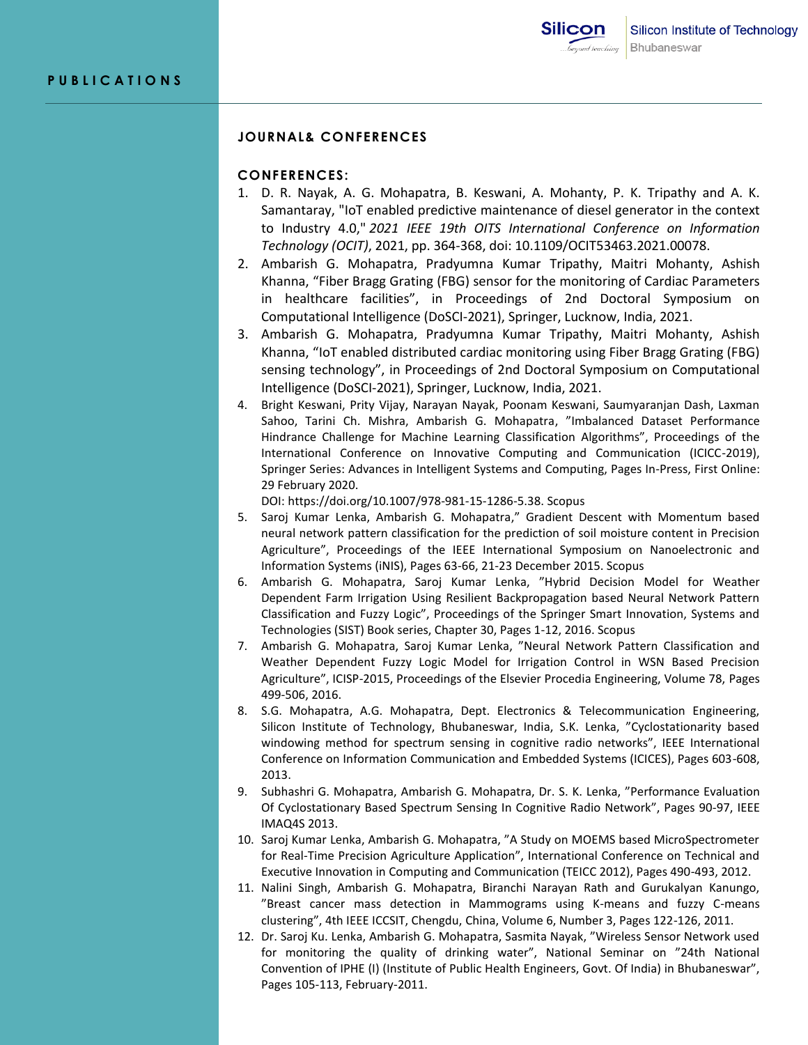# PUBLICATIONS

## JOURNAL& CONFERENCES

### CONFERENCES:

1. D. R. Nayak, A. G. Mohapatra, B. Keswani, A. Mohanty, P. K. Tripathy and A. K. Samantaray, "IoT enabled predictive maintenance of diesel generator in the context to Industry 4.0," *2021 IEEE 19th OITS International Conference on Information Technology (OCIT)*, 2021, pp. 364-368, doi: 10.1109/OCIT53463.2021.00078.
2. Ambarish G. Mohapatra, Pradyumna Kumar Tripathy, Maitri Mohanty, Ashish Khanna, "Fiber Bragg Grating (FBG) sensor for the monitoring of Cardiac Parameters in healthcare facilities", in Proceedings of 2nd Doctoral Symposium on Computational Intelligence (DoSCI-2021), Springer, Lucknow, India, 2021.
3. Ambarish G. Mohapatra, Pradyumna Kumar Tripathy, Maitri Mohanty, Ashish Khanna, "IoT enabled distributed cardiac monitoring using Fiber Bragg Grating (FBG) sensing technology", in Proceedings of 2nd Doctoral Symposium on Computational Intelligence (DoSCI-2021), Springer, Lucknow, India, 2021.
4. Bright Keswani, Prity Vijay, Narayan Nayak, Poonam Keswani, Saumyaranjan Dash, Laxman Sahoo, Tarini Ch. Mishra, Ambarish G. Mohapatra, "Imbalanced Dataset Performance Hindrance Challenge for Machine Learning Classification Algorithms", Proceedings of the International Conference on Innovative Computing and Communication (ICICC-2019), Springer Series: Advances in Intelligent Systems and Computing, Pages In-Press, First Online: 29 February 2020.
   DOI: https://doi.org/10.1007/978-981-15-1286-5.38. Scopus
5. Saroj Kumar Lenka, Ambarish G. Mohapatra," Gradient Descent with Momentum based neural network pattern classification for the prediction of soil moisture content in Precision Agriculture", Proceedings of the IEEE International Symposium on Nanoelectronic and Information Systems (iNIS), Pages 63-66, 21-23 December 2015. Scopus
6. Ambarish G. Mohapatra, Saroj Kumar Lenka, "Hybrid Decision Model for Weather Dependent Farm Irrigation Using Resilient Backpropagation based Neural Network Pattern Classification and Fuzzy Logic", Proceedings of the Springer Smart Innovation, Systems and Technologies (SIST) Book series, Chapter 30, Pages 1-12, 2016. Scopus
7. Ambarish G. Mohapatra, Saroj Kumar Lenka, "Neural Network Pattern Classification and Weather Dependent Fuzzy Logic Model for Irrigation Control in WSN Based Precision Agriculture", ICISP-2015, Proceedings of the Elsevier Procedia Engineering, Volume 78, Pages 499-506, 2016.
8. S.G. Mohapatra, A.G. Mohapatra, Dept. Electronics & Telecommunication Engineering, Silicon Institute of Technology, Bhubaneswar, India, S.K. Lenka, "Cyclostationarity based windowing method for spectrum sensing in cognitive radio networks", IEEE International Conference on Information Communication and Embedded Systems (ICICES), Pages 603-608, 2013.
9. Subhashri G. Mohapatra, Ambarish G. Mohapatra, Dr. S. K. Lenka, "Performance Evaluation Of Cyclostationary Based Spectrum Sensing In Cognitive Radio Network", Pages 90-97, IEEE IMAQ4S 2013.
10. Saroj Kumar Lenka, Ambarish G. Mohapatra, "A Study on MOEMS based MicroSpectrometer for Real-Time Precision Agriculture Application", International Conference on Technical and Executive Innovation in Computing and Communication (TEICC 2012), Pages 490-493, 2012.
11. Nalini Singh, Ambarish G. Mohapatra, Biranchi Narayan Rath and Gurukalyan Kanungo, "Breast cancer mass detection in Mammograms using K-means and fuzzy C-means clustering", 4th IEEE ICCSIT, Chengdu, China, Volume 6, Number 3, Pages 122-126, 2011.
12. Dr. Saroj Ku. Lenka, Ambarish G. Mohapatra, Sasmita Nayak, "Wireless Sensor Network used for monitoring the quality of drinking water", National Seminar on "24th National Convention of IPHE (I) (Institute of Public Health Engineers, Govt. Of India) in Bhubaneswar", Pages 105-113, February-2011.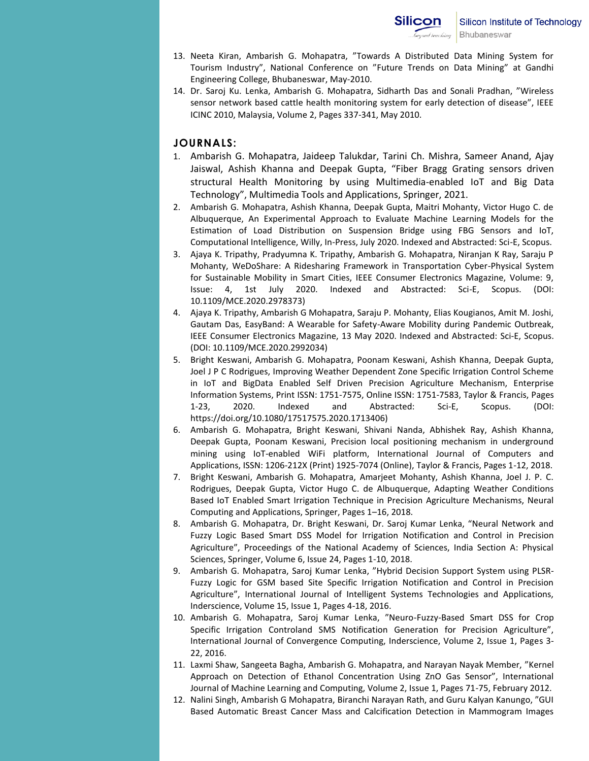13. Neeta Kiran, Ambarish G. Mohapatra, ”Towards A Distributed Data Mining System for Tourism Industry”, National Conference on ”Future Trends on Data Mining” at Gandhi Engineering College, Bhubaneswar, May-2010.
14. Dr. Saroj Ku. Lenka, Ambarish G. Mohapatra, Sidharth Das and Sonali Pradhan, ”Wireless sensor network based cattle health monitoring system for early detection of disease”, IEEE ICINC 2010, Malaysia, Volume 2, Pages 337-341, May 2010.

## JOURNALS:

1. Ambarish G. Mohapatra, Jaideep Talukdar, Tarini Ch. Mishra, Sameer Anand, Ajay Jaiswal, Ashish Khanna and Deepak Gupta, “Fiber Bragg Grating sensors driven structural Health Monitoring by using Multimedia-enabled IoT and Big Data Technology”, Multimedia Tools and Applications, Springer, 2021.
2. Ambarish G. Mohapatra, Ashish Khanna, Deepak Gupta, Maitri Mohanty, Victor Hugo C. de Albuquerque, An Experimental Approach to Evaluate Machine Learning Models for the Estimation of Load Distribution on Suspension Bridge using FBG Sensors and IoT, Computational Intelligence, Willy, In-Press, July 2020. Indexed and Abstracted: Sci-E, Scopus.
3. Ajaya K. Tripathy, Pradyumna K. Tripathy, Ambarish G. Mohapatra, Niranjan K Ray, Saraju P Mohanty, WeDoShare: A Ridesharing Framework in Transportation Cyber-Physical System for Sustainable Mobility in Smart Cities, IEEE Consumer Electronics Magazine, Volume: 9, Issue: 4, 1st July 2020. Indexed and Abstracted: Sci-E, Scopus. (DOI: 10.1109/MCE.2020.2978373)
4. Ajaya K. Tripathy, Ambarish G Mohapatra, Saraju P. Mohanty, Elias Kougianos, Amit M. Joshi, Gautam Das, EasyBand: A Wearable for Safety-Aware Mobility during Pandemic Outbreak, IEEE Consumer Electronics Magazine, 13 May 2020. Indexed and Abstracted: Sci-E, Scopus. (DOI: 10.1109/MCE.2020.2992034)
5. Bright Keswani, Ambarish G. Mohapatra, Poonam Keswani, Ashish Khanna, Deepak Gupta, Joel J P C Rodrigues, Improving Weather Dependent Zone Specific Irrigation Control Scheme in IoT and BigData Enabled Self Driven Precision Agriculture Mechanism, Enterprise Information Systems, Print ISSN: 1751-7575, Online ISSN: 1751-7583, Taylor & Francis, Pages 1-23, 2020. Indexed and Abstracted: Sci-E, Scopus. (DOI: https://doi.org/10.1080/17517575.2020.1713406)
6. Ambarish G. Mohapatra, Bright Keswani, Shivani Nanda, Abhishek Ray, Ashish Khanna, Deepak Gupta, Poonam Keswani, Precision local positioning mechanism in underground mining using IoT-enabled WiFi platform, International Journal of Computers and Applications, ISSN: 1206-212X (Print) 1925-7074 (Online), Taylor & Francis, Pages 1-12, 2018.
7. Bright Keswani, Ambarish G. Mohapatra, Amarjeet Mohanty, Ashish Khanna, Joel J. P. C. Rodrigues, Deepak Gupta, Victor Hugo C. de Albuquerque, Adapting Weather Conditions Based IoT Enabled Smart Irrigation Technique in Precision Agriculture Mechanisms, Neural Computing and Applications, Springer, Pages 1–16, 2018.
8. Ambarish G. Mohapatra, Dr. Bright Keswani, Dr. Saroj Kumar Lenka, “Neural Network and Fuzzy Logic Based Smart DSS Model for Irrigation Notification and Control in Precision Agriculture”, Proceedings of the National Academy of Sciences, India Section A: Physical Sciences, Springer, Volume 6, Issue 24, Pages 1-10, 2018.
9. Ambarish G. Mohapatra, Saroj Kumar Lenka, ”Hybrid Decision Support System using PLSR-Fuzzy Logic for GSM based Site Specific Irrigation Notification and Control in Precision Agriculture”, International Journal of Intelligent Systems Technologies and Applications, Inderscience, Volume 15, Issue 1, Pages 4-18, 2016.
10. Ambarish G. Mohapatra, Saroj Kumar Lenka, ”Neuro-Fuzzy-Based Smart DSS for Crop Specific Irrigation Controland SMS Notification Generation for Precision Agriculture”, International Journal of Convergence Computing, Inderscience, Volume 2, Issue 1, Pages 3-22, 2016.
11. Laxmi Shaw, Sangeeta Bagha, Ambarish G. Mohapatra, and Narayan Nayak Member, ”Kernel Approach on Detection of Ethanol Concentration Using ZnO Gas Sensor”, International Journal of Machine Learning and Computing, Volume 2, Issue 1, Pages 71-75, February 2012.
12. Nalini Singh, Ambarish G Mohapatra, Biranchi Narayan Rath, and Guru Kalyan Kanungo, ”GUI Based Automatic Breast Cancer Mass and Calcification Detection in Mammogram Images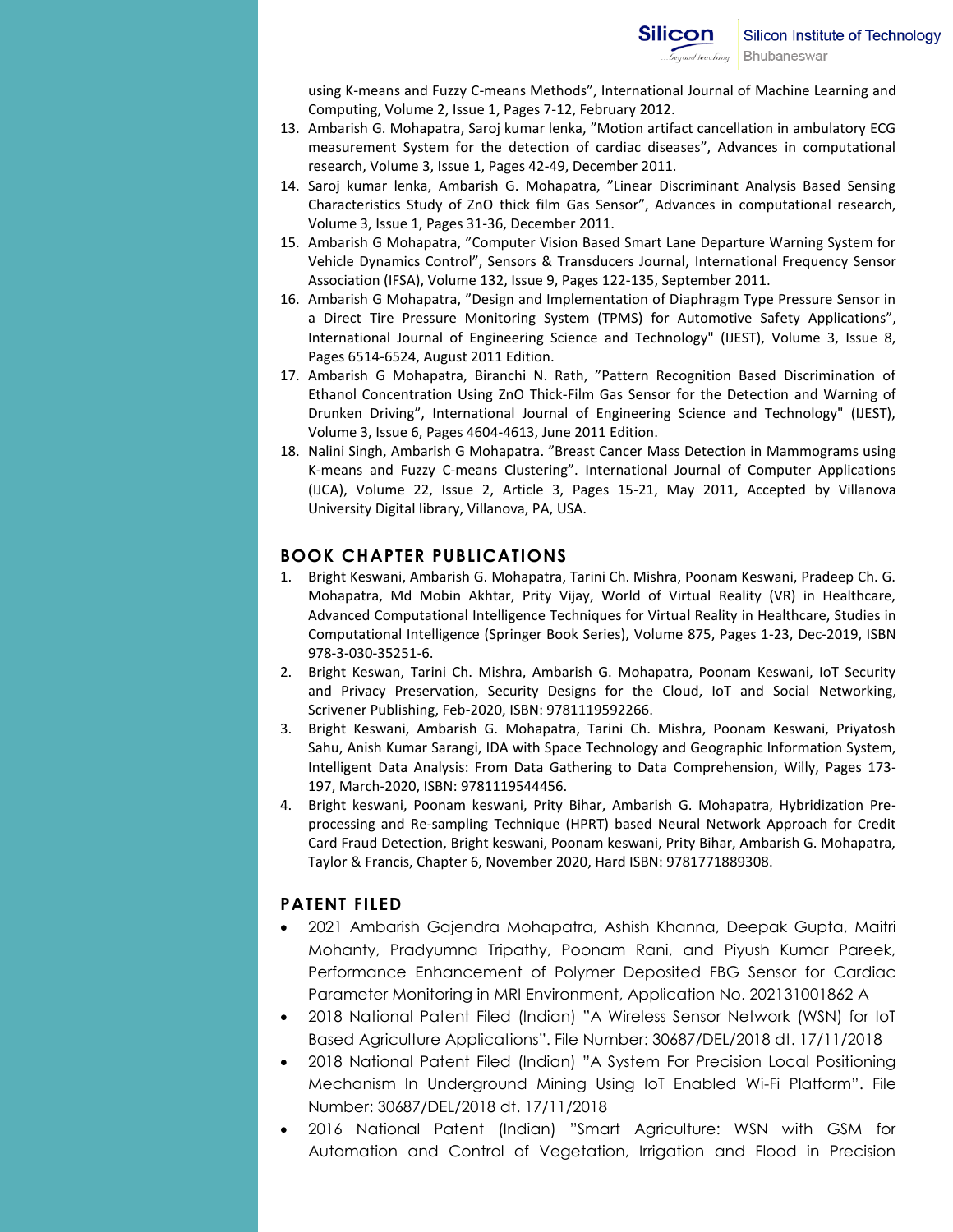using K-means and Fuzzy C-means Methods", International Journal of Machine Learning and Computing, Volume 2, Issue 1, Pages 7-12, February 2012.

13. Ambarish G. Mohapatra, Saroj kumar lenka, "Motion artifact cancellation in ambulatory ECG measurement System for the detection of cardiac diseases", Advances in computational research, Volume 3, Issue 1, Pages 42-49, December 2011.
14. Saroj kumar lenka, Ambarish G. Mohapatra, "Linear Discriminant Analysis Based Sensing Characteristics Study of ZnO thick film Gas Sensor", Advances in computational research, Volume 3, Issue 1, Pages 31-36, December 2011.
15. Ambarish G Mohapatra, "Computer Vision Based Smart Lane Departure Warning System for Vehicle Dynamics Control", Sensors & Transducers Journal, International Frequency Sensor Association (IFSA), Volume 132, Issue 9, Pages 122-135, September 2011.
16. Ambarish G Mohapatra, "Design and Implementation of Diaphragm Type Pressure Sensor in a Direct Tire Pressure Monitoring System (TPMS) for Automotive Safety Applications", International Journal of Engineering Science and Technology" (IJEST), Volume 3, Issue 8, Pages 6514-6524, August 2011 Edition.
17. Ambarish G Mohapatra, Biranchi N. Rath, "Pattern Recognition Based Discrimination of Ethanol Concentration Using ZnO Thick-Film Gas Sensor for the Detection and Warning of Drunken Driving", International Journal of Engineering Science and Technology" (IJEST), Volume 3, Issue 6, Pages 4604-4613, June 2011 Edition.
18. Nalini Singh, Ambarish G Mohapatra. "Breast Cancer Mass Detection in Mammograms using K-means and Fuzzy C-means Clustering". International Journal of Computer Applications (IJCA), Volume 22, Issue 2, Article 3, Pages 15-21, May 2011, Accepted by Villanova University Digital library, Villanova, PA, USA.

## BOOK CHAPTER PUBLICATIONS

1. Bright Keswani, Ambarish G. Mohapatra, Tarini Ch. Mishra, Poonam Keswani, Pradeep Ch. G. Mohapatra, Md Mobin Akhtar, Prity Vijay, World of Virtual Reality (VR) in Healthcare, Advanced Computational Intelligence Techniques for Virtual Reality in Healthcare, Studies in Computational Intelligence (Springer Book Series), Volume 875, Pages 1-23, Dec-2019, ISBN 978-3-030-35251-6.
2. Bright Keswan, Tarini Ch. Mishra, Ambarish G. Mohapatra, Poonam Keswani, IoT Security and Privacy Preservation, Security Designs for the Cloud, IoT and Social Networking, Scrivener Publishing, Feb-2020, ISBN: 9781119592266.
3. Bright Keswani, Ambarish G. Mohapatra, Tarini Ch. Mishra, Poonam Keswani, Priyatosh Sahu, Anish Kumar Sarangi, IDA with Space Technology and Geographic Information System, Intelligent Data Analysis: From Data Gathering to Data Comprehension, Willy, Pages 173-197, March-2020, ISBN: 9781119544456.
4. Bright keswani, Poonam keswani, Prity Bihar, Ambarish G. Mohapatra, Hybridization Pre-processing and Re-sampling Technique (HPRT) based Neural Network Approach for Credit Card Fraud Detection, Bright keswani, Poonam keswani, Prity Bihar, Ambarish G. Mohapatra, Taylor & Francis, Chapter 6, November 2020, Hard ISBN: 9781771889308.

## PATENT FILED

- 2021 Ambarish Gajendra Mohapatra, Ashish Khanna, Deepak Gupta, Maitri Mohanty, Pradyumna Tripathy, Poonam Rani, and Piyush Kumar Pareek, Performance Enhancement of Polymer Deposited FBG Sensor for Cardiac Parameter Monitoring in MRI Environment, Application No. 202131001862 A
- 2018 National Patent Filed (Indian) "A Wireless Sensor Network (WSN) for IoT Based Agriculture Applications". File Number: 30687/DEL/2018 dt. 17/11/2018
- 2018 National Patent Filed (Indian) "A System For Precision Local Positioning Mechanism In Underground Mining Using IoT Enabled Wi-Fi Platform". File Number: 30687/DEL/2018 dt. 17/11/2018
- 2016 National Patent (Indian) "Smart Agriculture: WSN with GSM for Automation and Control of Vegetation, Irrigation and Flood in Precision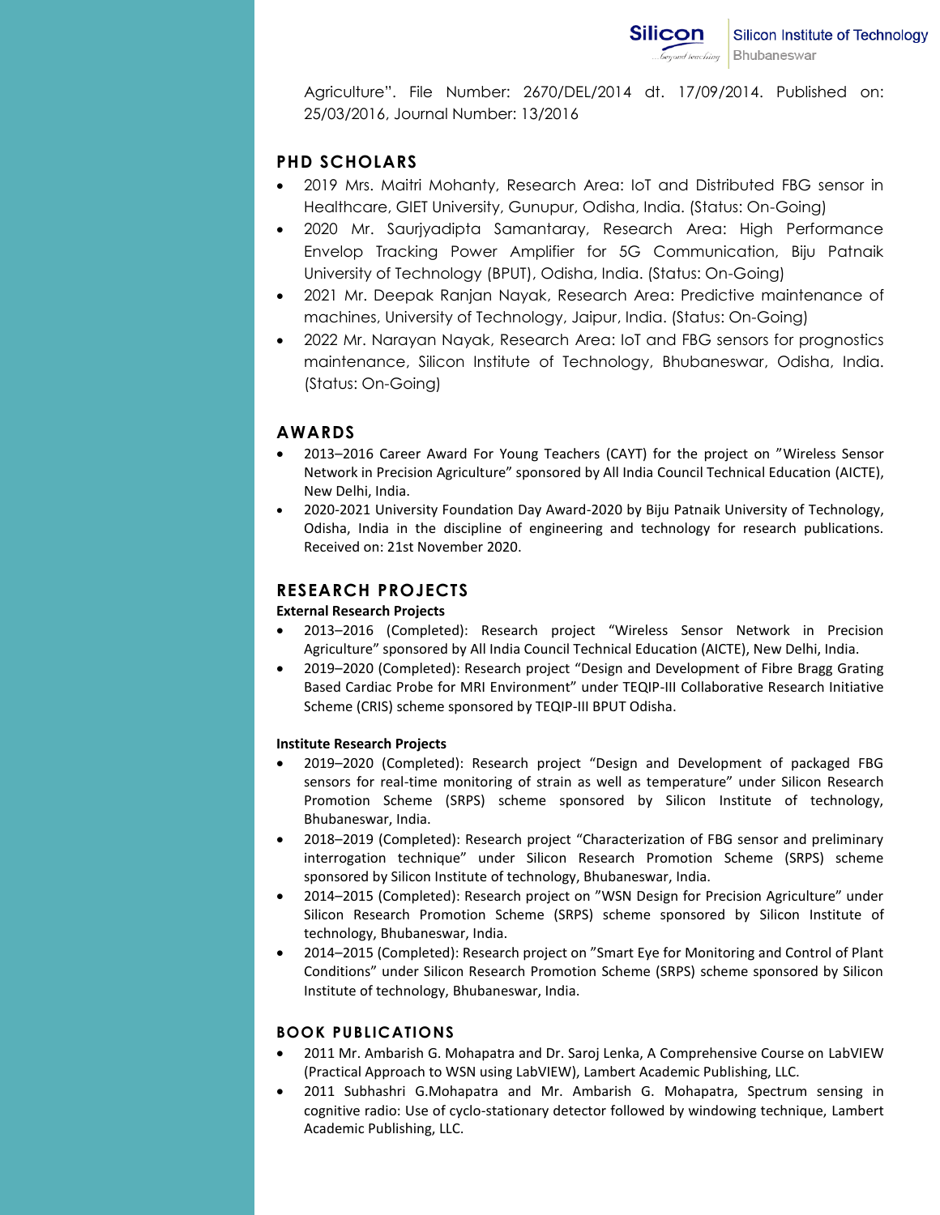Agriculture". File Number: 2670/DEL/2014 dt. 17/09/2014. Published on: 25/03/2016, Journal Number: 13/2016

## PHD SCHOLARS

- 2019 Mrs. Maitri Mohanty, Research Area: IoT and Distributed FBG sensor in Healthcare, GIET University, Gunupur, Odisha, India. (Status: On-Going)
- 2020 Mr. Saurjyadipta Samantaray, Research Area: High Performance Envelop Tracking Power Amplifier for 5G Communication, Biju Patnaik University of Technology (BPUT), Odisha, India. (Status: On-Going)
- 2021 Mr. Deepak Ranjan Nayak, Research Area: Predictive maintenance of machines, University of Technology, Jaipur, India. (Status: On-Going)
- 2022 Mr. Narayan Nayak, Research Area: IoT and FBG sensors for prognostics maintenance, Silicon Institute of Technology, Bhubaneswar, Odisha, India. (Status: On-Going)

## AWARDS

- 2013–2016 Career Award For Young Teachers (CAYT) for the project on "Wireless Sensor Network in Precision Agriculture" sponsored by All India Council Technical Education (AICTE), New Delhi, India.
- 2020-2021 University Foundation Day Award-2020 by Biju Patnaik University of Technology, Odisha, India in the discipline of engineering and technology for research publications. Received on: 21st November 2020.

## RESEARCH PROJECTS

**External Research Projects**

- 2013–2016 (Completed): Research project "Wireless Sensor Network in Precision Agriculture" sponsored by All India Council Technical Education (AICTE), New Delhi, India.
- 2019–2020 (Completed): Research project "Design and Development of Fibre Bragg Grating Based Cardiac Probe for MRI Environment" under TEQIP-III Collaborative Research Initiative Scheme (CRIS) scheme sponsored by TEQIP-III BPUT Odisha.

**Institute Research Projects**

- 2019–2020 (Completed): Research project "Design and Development of packaged FBG sensors for real-time monitoring of strain as well as temperature" under Silicon Research Promotion Scheme (SRPS) scheme sponsored by Silicon Institute of technology, Bhubaneswar, India.
- 2018–2019 (Completed): Research project "Characterization of FBG sensor and preliminary interrogation technique" under Silicon Research Promotion Scheme (SRPS) scheme sponsored by Silicon Institute of technology, Bhubaneswar, India.
- 2014–2015 (Completed): Research project on "WSN Design for Precision Agriculture" under Silicon Research Promotion Scheme (SRPS) scheme sponsored by Silicon Institute of technology, Bhubaneswar, India.
- 2014–2015 (Completed): Research project on "Smart Eye for Monitoring and Control of Plant Conditions" under Silicon Research Promotion Scheme (SRPS) scheme sponsored by Silicon Institute of technology, Bhubaneswar, India.

## BOOK PUBLICATIONS

- 2011 Mr. Ambarish G. Mohapatra and Dr. Saroj Lenka, A Comprehensive Course on LabVIEW (Practical Approach to WSN using LabVIEW), Lambert Academic Publishing, LLC.
- 2011 Subhashri G.Mohapatra and Mr. Ambarish G. Mohapatra, Spectrum sensing in cognitive radio: Use of cyclo-stationary detector followed by windowing technique, Lambert Academic Publishing, LLC.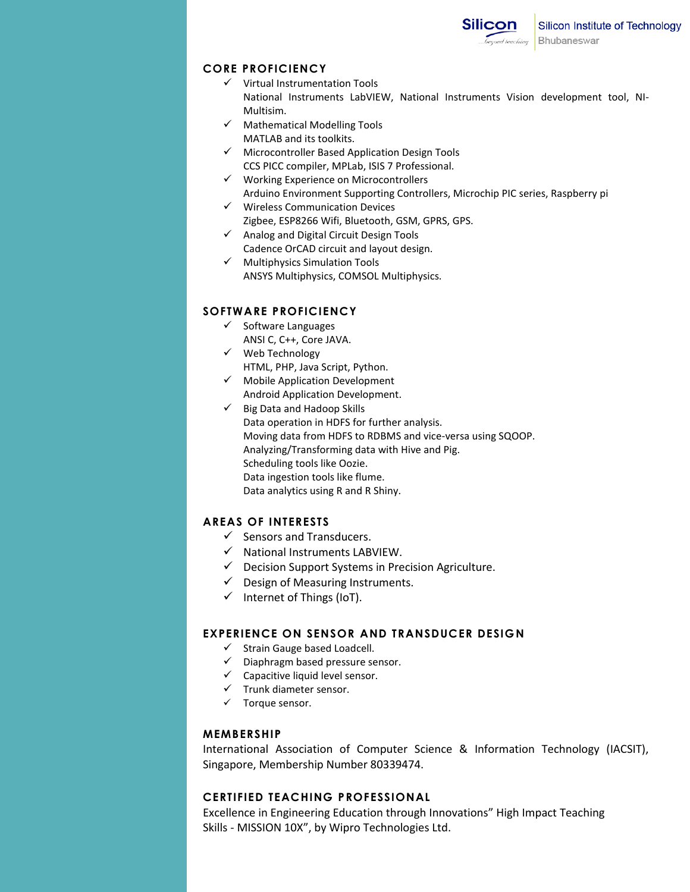## CORE PROFICIENCY

- Virtual Instrumentation Tools  
  National Instruments LabVIEW, National Instruments Vision development tool, NI-Multisim.
- Mathematical Modelling Tools  
  MATLAB and its toolkits.
- Microcontroller Based Application Design Tools  
  CCS PICC compiler, MPLab, ISIS 7 Professional.
- Working Experience on Microcontrollers  
  Arduino Environment Supporting Controllers, Microchip PIC series, Raspberry pi
- Wireless Communication Devices  
  Zigbee, ESP8266 Wifi, Bluetooth, GSM, GPRS, GPS.
- Analog and Digital Circuit Design Tools  
  Cadence OrCAD circuit and layout design.
- Multiphysics Simulation Tools  
  ANSYS Multiphysics, COMSOL Multiphysics.

## SOFTWARE PROFICIENCY

- Software Languages  
  ANSI C, C++, Core JAVA.
- Web Technology  
  HTML, PHP, Java Script, Python.
- Mobile Application Development  
  Android Application Development.
- Big Data and Hadoop Skills  
  Data operation in HDFS for further analysis.  
  Moving data from HDFS to RDBMS and vice-versa using SQOOP.  
  Analyzing/Transforming data with Hive and Pig.  
  Scheduling tools like Oozie.  
  Data ingestion tools like flume.  
  Data analytics using R and R Shiny.

## AREAS OF INTERESTS

- Sensors and Transducers.
- National Instruments LABVIEW.
- Decision Support Systems in Precision Agriculture.
- Design of Measuring Instruments.
- Internet of Things (IoT).

## EXPERIENCE ON SENSOR AND TRANSDUCER DESIGN

- Strain Gauge based Loadcell.
- Diaphragm based pressure sensor.
- Capacitive liquid level sensor.
- Trunk diameter sensor.
- Torque sensor.

## MEMBERSHIP

International Association of Computer Science & Information Technology (IACSIT), Singapore, Membership Number 80339474.

## CERTIFIED TEACHING PROFESSIONAL

Excellence in Engineering Education through Innovations" High Impact Teaching Skills - MISSION 10X", by Wipro Technologies Ltd.